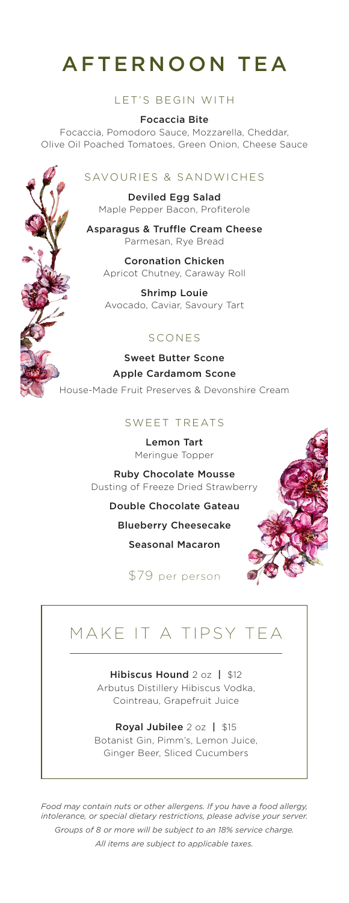# AFTERNOON TEA

## LET'S BEGIN WITH

**Focaccia Bite**
Focaccia, Pomodoro Sauce, Mozzarella, Cheddar, Olive Oil Poached Tomatoes, Green Onion, Cheese Sauce

## SAVOURIES & SANDWICHES

**Deviled Egg Salad**
Maple Pepper Bacon, Profiterole

**Asparagus & Truffle Cream Cheese**
Parmesan, Rye Bread

**Coronation Chicken**
Apricot Chutney, Caraway Roll

**Shrimp Louie**
Avocado, Caviar, Savoury Tart

## SCONES

**Sweet Butter Scone**

**Apple Cardamom Scone**

House-Made Fruit Preserves & Devonshire Cream

## SWEET TREATS

**Lemon Tart**
Meringue Topper

**Ruby Chocolate Mousse**
Dusting of Freeze Dried Strawberry

**Double Chocolate Gateau**

**Blueberry Cheesecake**

**Seasonal Macaron**

$79 per person

# MAKE IT A TIPSY TEA

**Hibiscus Hound** 2 oz | $12
Arbutus Distillery Hibiscus Vodka, Cointreau, Grapefruit Juice

**Royal Jubilee** 2 oz | $15
Botanist Gin, Pimm's, Lemon Juice, Ginger Beer, Sliced Cucumbers

*Food may contain nuts or other allergens. If you have a food allergy, intolerance, or special dietary restrictions, please advise your server.*

*Groups of 8 or more will be subject to an 18% service charge.*

*All items are subject to applicable taxes.*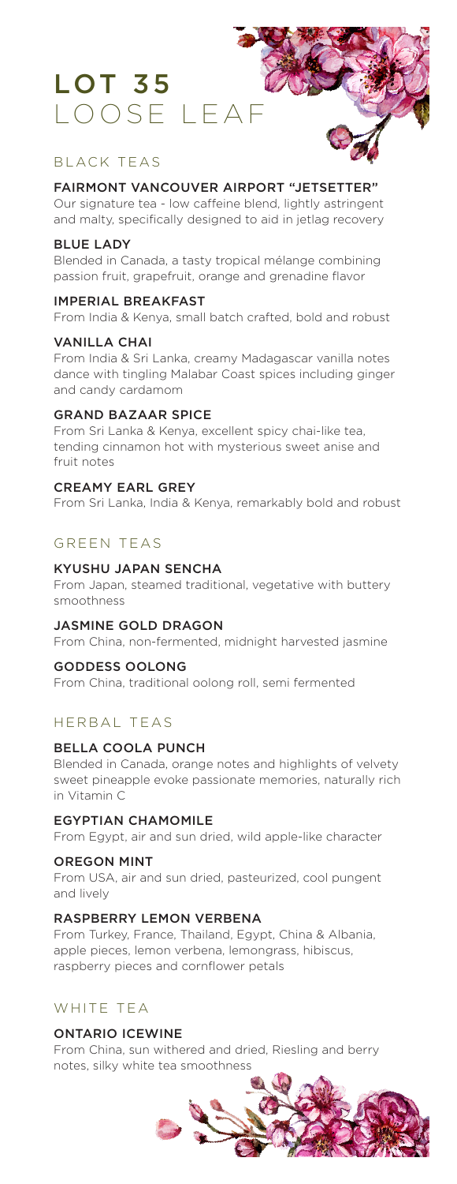# LOT 35
## LOOSE LEAF

### BLACK TEAS

**FAIRMONT VANCOUVER AIRPORT "JETSETTER"**
Our signature tea - low caffeine blend, lightly astringent and malty, specifically designed to aid in jetlag recovery

**BLUE LADY**
Blended in Canada, a tasty tropical mélange combining passion fruit, grapefruit, orange and grenadine flavor

**IMPERIAL BREAKFAST**
From India & Kenya, small batch crafted, bold and robust

**VANILLA CHAI**
From India & Sri Lanka, creamy Madagascar vanilla notes dance with tingling Malabar Coast spices including ginger and candy cardamom

**GRAND BAZAAR SPICE**
From Sri Lanka & Kenya, excellent spicy chai-like tea, tending cinnamon hot with mysterious sweet anise and fruit notes

**CREAMY EARL GREY**
From Sri Lanka, India & Kenya, remarkably bold and robust

### GREEN TEAS

**KYUSHU JAPAN SENCHA**
From Japan, steamed traditional, vegetative with buttery smoothness

**JASMINE GOLD DRAGON**
From China, non-fermented, midnight harvested jasmine

**GODDESS OOLONG**
From China, traditional oolong roll, semi fermented

### HERBAL TEAS

**BELLA COOLA PUNCH**
Blended in Canada, orange notes and highlights of velvety sweet pineapple evoke passionate memories, naturally rich in Vitamin C

**EGYPTIAN CHAMOMILE**
From Egypt, air and sun dried, wild apple-like character

**OREGON MINT**
From USA, air and sun dried, pasteurized, cool pungent and lively

**RASPBERRY LEMON VERBENA**
From Turkey, France, Thailand, Egypt, China & Albania, apple pieces, lemon verbena, lemongrass, hibiscus, raspberry pieces and cornflower petals

### WHITE TEA

**ONTARIO ICEWINE**
From China, sun withered and dried, Riesling and berry notes, silky white tea smoothness